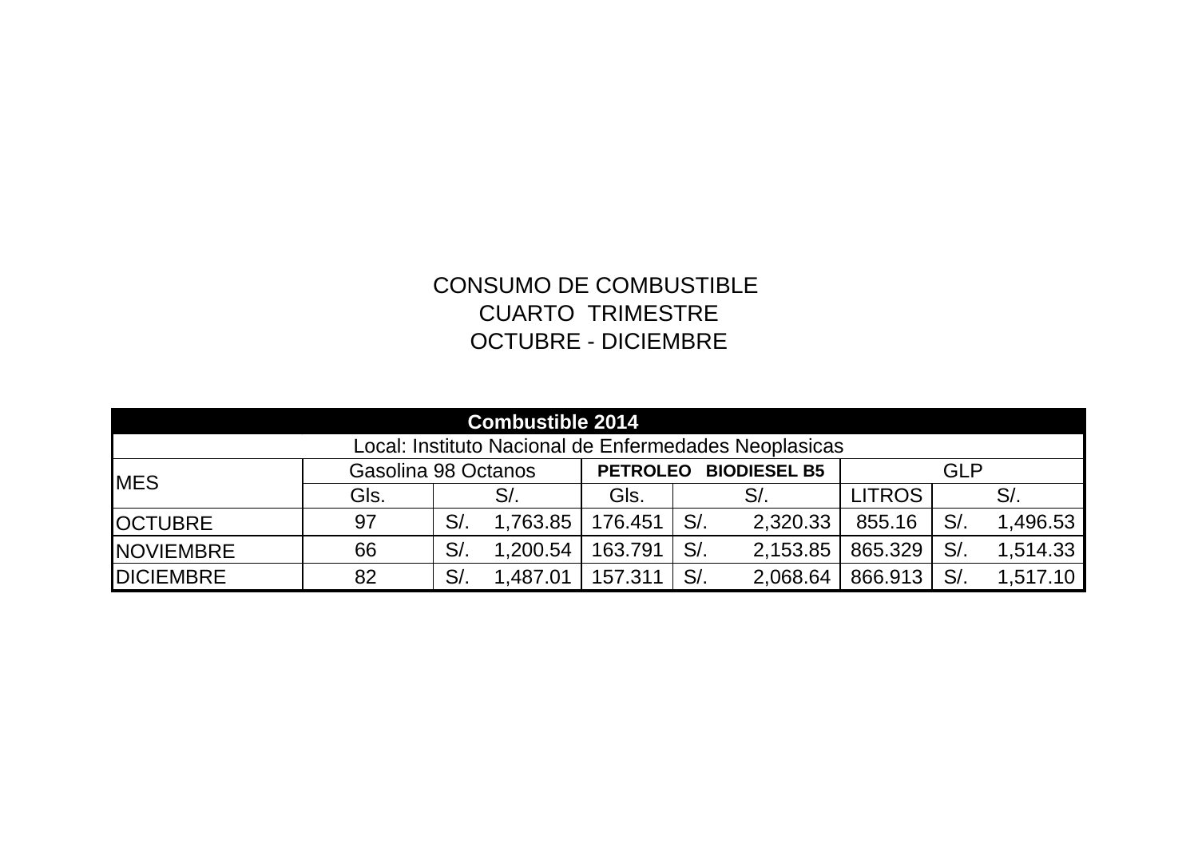CONSUMO DE COMBUSTIBLE
CUARTO TRIMESTRE
OCTUBRE - DICIEMBRE

| **Combustible 2014** | | | | | | |
|---|---|---|---|---|---|---|
| Local: Instituto Nacional de Enfermedades Neoplasicas | | | | | | |
| MES | Gasolina 98 Octanos | | **PETROLEO BIODIESEL B5** | | GLP | |
| | Gls. | S/. | Gls. | S/. | LITROS | S/. |
| OCTUBRE | 97 | S/. 1,763.85 | 176.451 | S/. 2,320.33 | 855.16 | S/. 1,496.53 |
| NOVIEMBRE | 66 | S/. 1,200.54 | 163.791 | S/. 2,153.85 | 865.329 | S/. 1,514.33 |
| DICIEMBRE | 82 | S/. 1,487.01 | 157.311 | S/. 2,068.64 | 866.913 | S/. 1,517.10 |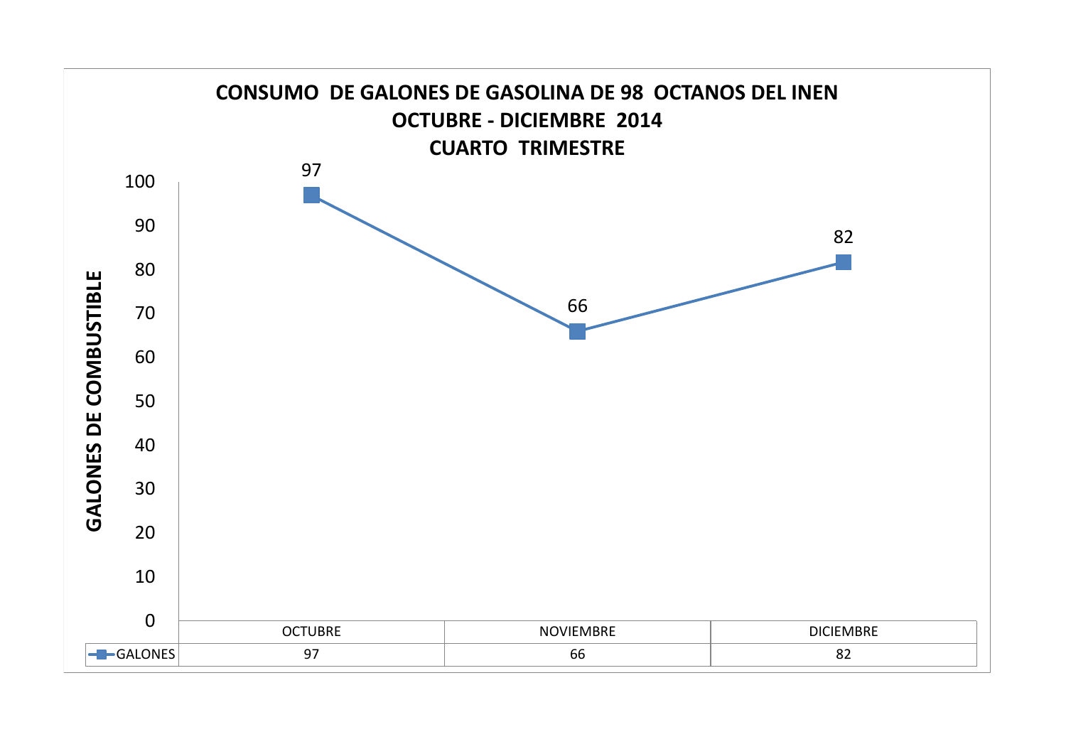**CONSUMO DE GALONES DE GASOLINA DE 98 OCTANOS DEL INEN**
**OCTUBRE - DICIEMBRE 2014**
**CUARTO TRIMESTRE**

| | OCTUBRE | NOVIEMBRE | DICIEMBRE |
|---|---|---|---|
| GALONES | 97 | 66 | 82 |

GALONES DE COMBUSTIBLE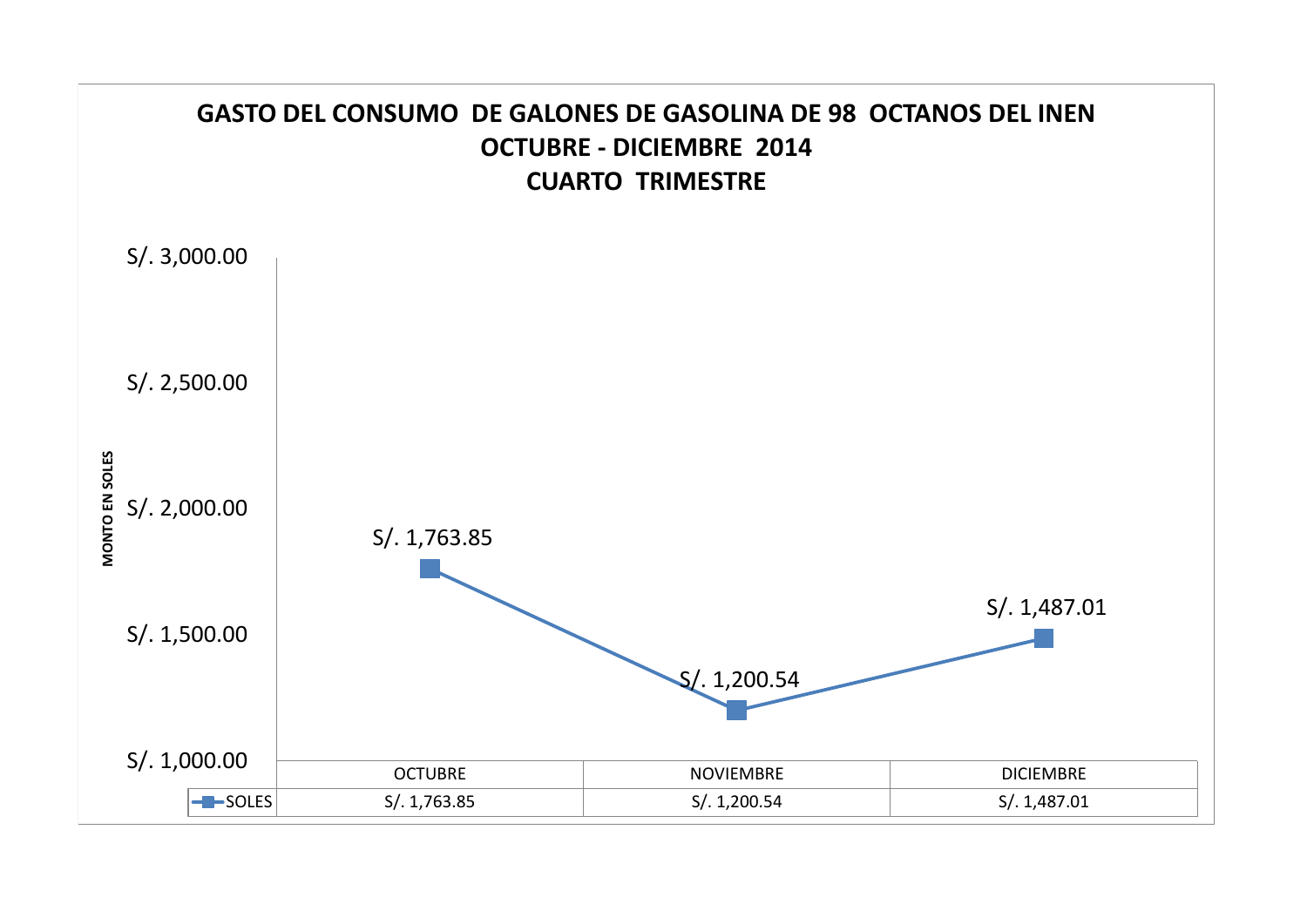# GASTO DEL CONSUMO DE GALONES DE GASOLINA DE 98 OCTANOS DEL INEN
## OCTUBRE - DICIEMBRE 2014
## CUARTO TRIMESTRE

MONTO EN SOLES

| | OCTUBRE | NOVIEMBRE | DICIEMBRE |
|---|---|---|---|
| SOLES | S/. 1,763.85 | S/. 1,200.54 | S/. 1,487.01 |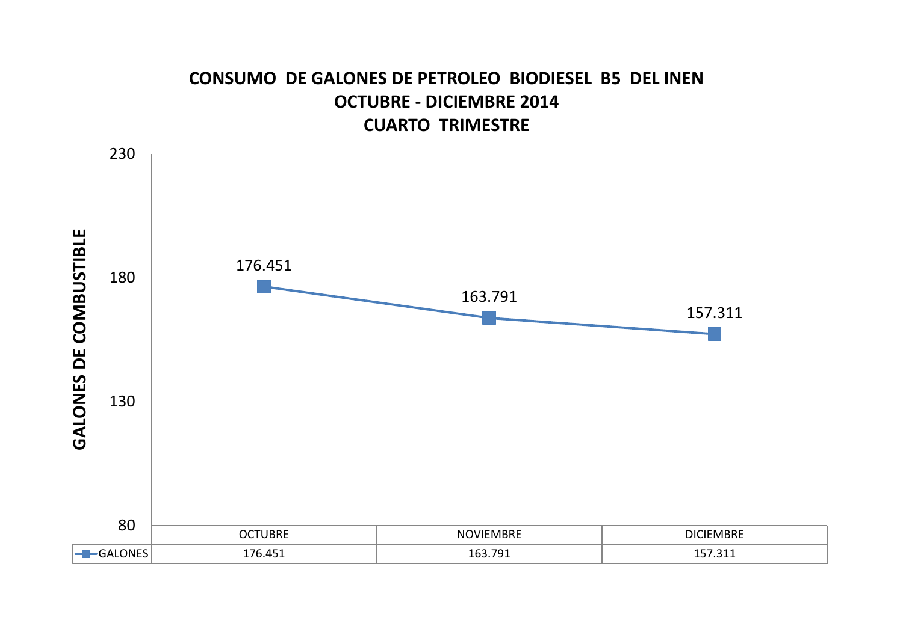# CONSUMO DE GALONES DE PETROLEO BIODIESEL B5 DEL INEN

## OCTUBRE - DICIEMBRE 2014

## CUARTO TRIMESTRE

GALONES DE COMBUSTIBLE

| | OCTUBRE | NOVIEMBRE | DICIEMBRE |
|---|---|---|---|
| GALONES | 176.451 | 163.791 | 157.311 |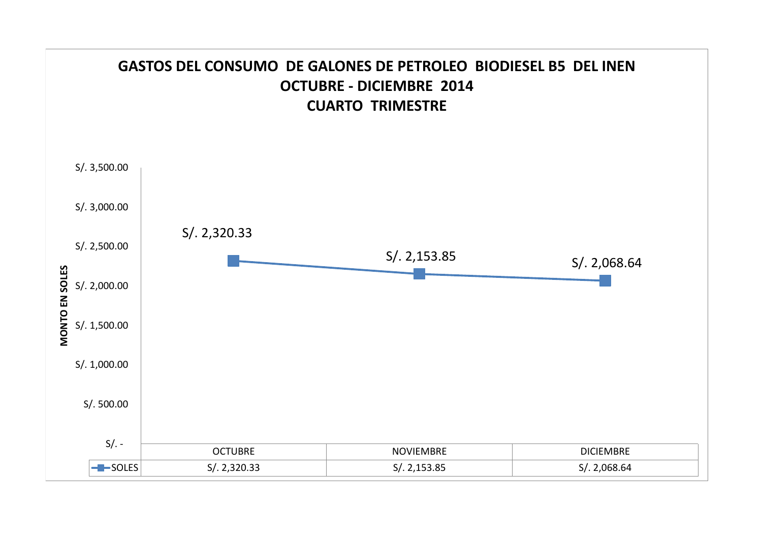# GASTOS DEL CONSUMO DE GALONES DE PETROLEO BIODIESEL B5 DEL INEN
## OCTUBRE - DICIEMBRE 2014
## CUARTO TRIMESTRE

MONTO EN SOLES

| | OCTUBRE | NOVIEMBRE | DICIEMBRE |
|---|---|---|---|
| SOLES | S/. 2,320.33 | S/. 2,153.85 | S/. 2,068.64 |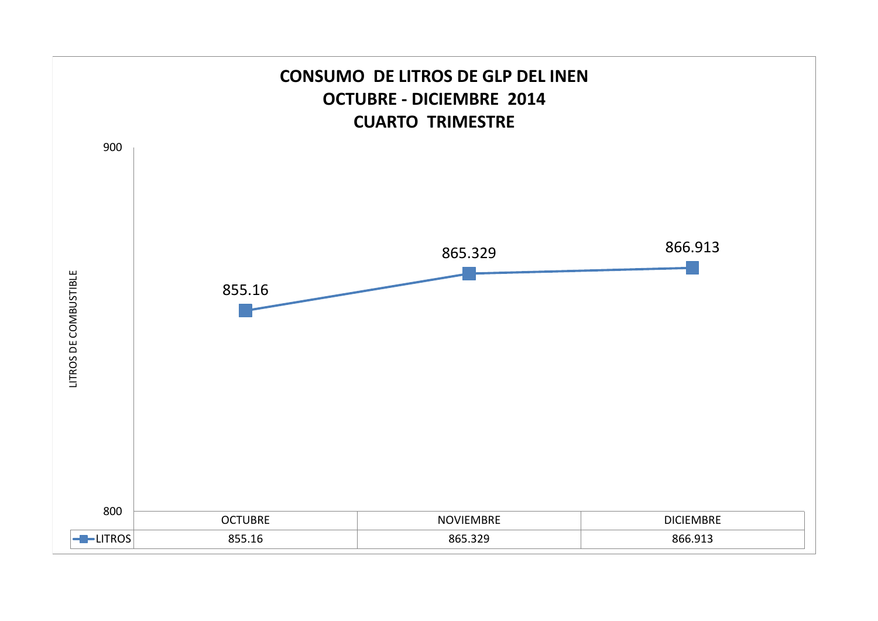# CONSUMO DE LITROS DE GLP DEL INEN
## OCTUBRE - DICIEMBRE 2014
## CUARTO TRIMESTRE

LITROS DE COMBUSTIBLE

| | OCTUBRE | NOVIEMBRE | DICIEMBRE |
|---|---|---|---|
| LITROS | 855.16 | 865.329 | 866.913 |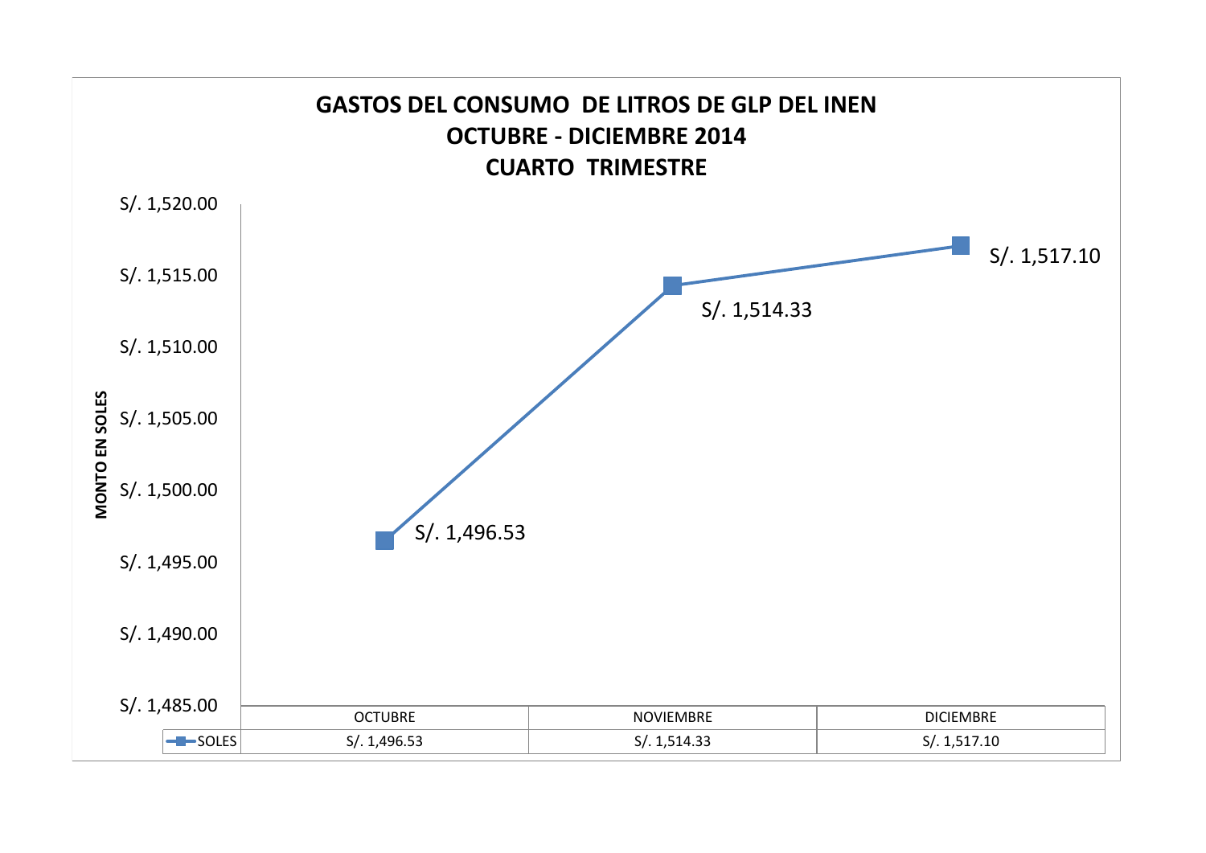**GASTOS DEL CONSUMO DE LITROS DE GLP DEL INEN**
**OCTUBRE - DICIEMBRE 2014**
**CUARTO TRIMESTRE**

MONTO EN SOLES

S/. 1,520.00
S/. 1,515.00
S/. 1,510.00
S/. 1,505.00
S/. 1,500.00
S/. 1,495.00
S/. 1,490.00
S/. 1,485.00

S/. 1,496.53
S/. 1,514.33
S/. 1,517.10

OCTUBRE
NOVIEMBRE
DICIEMBRE

SOLES
S/. 1,496.53
S/. 1,514.33
S/. 1,517.10